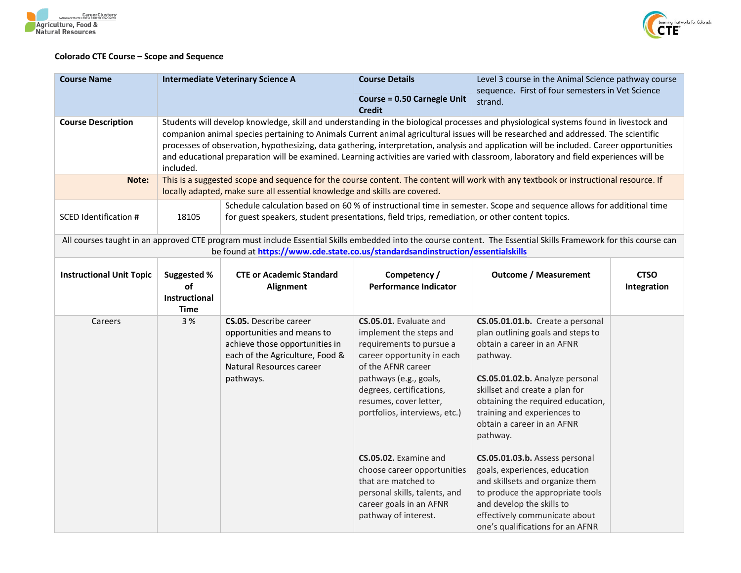Colorado CTE Course – Scope and Sequence

| Course Name | Intermediate Veterinary Science A | Course Details | Level 3 course in the Animal Science pathway course sequence. First of four semesters in Vet Science strand. |
|---|---|---|---|
| | | Course = 0.50 Carnegie Unit Credit | |
| **Course Description** | Students will develop knowledge, skill and understanding in the biological processes and physiological systems found in livestock and companion animal species pertaining to Animals Current animal agricultural issues will be researched and addressed. The scientific processes of observation, hypothesizing, data gathering, interpretation, analysis and application will be included. Career opportunities and educational preparation will be examined. Learning activities are varied with classroom, laboratory and field experiences will be included. | | |
| **Note:** | This is a suggested scope and sequence for the course content. The content will work with any textbook or instructional resource. If locally adapted, make sure all essential knowledge and skills are covered. | | |

| SCED Identification # | 18105 | Schedule calculation based on 60 % of instructional time in semester. Scope and sequence allows for additional time for guest speakers, student presentations, field trips, remediation, or other content topics. |
|---|---|---|

All courses taught in an approved CTE program must include Essential Skills embedded into the course content. The Essential Skills Framework for this course can be found at https://www.cde.state.co.us/standardsandinstruction/essentialskills

| Instructional Unit Topic | Suggested % of Instructional Time | CTE or Academic Standard Alignment | Competency / Performance Indicator | Outcome / Measurement | CTSO Integration |
|---|---|---|---|---|---|
| Careers | 3 % | **CS.05.** Describe career opportunities and means to achieve those opportunities in each of the Agriculture, Food & Natural Resources career pathways. | **CS.05.01.** Evaluate and implement the steps and requirements to pursue a career opportunity in each of the AFNR career pathways (e.g., goals, degrees, certifications, resumes, cover letter, portfolios, interviews, etc.) | **CS.05.01.01.b.** Create a personal plan outlining goals and steps to obtain a career in an AFNR pathway.<br><br>**CS.05.01.02.b.** Analyze personal skillset and create a plan for obtaining the required education, training and experiences to obtain a career in an AFNR pathway. | |
| | | | **CS.05.02.** Examine and choose career opportunities that are matched to personal skills, talents, and career goals in an AFNR pathway of interest. | **CS.05.01.03.b.** Assess personal goals, experiences, education and skillsets and organize them to produce the appropriate tools and develop the skills to effectively communicate about one's qualifications for an AFNR | |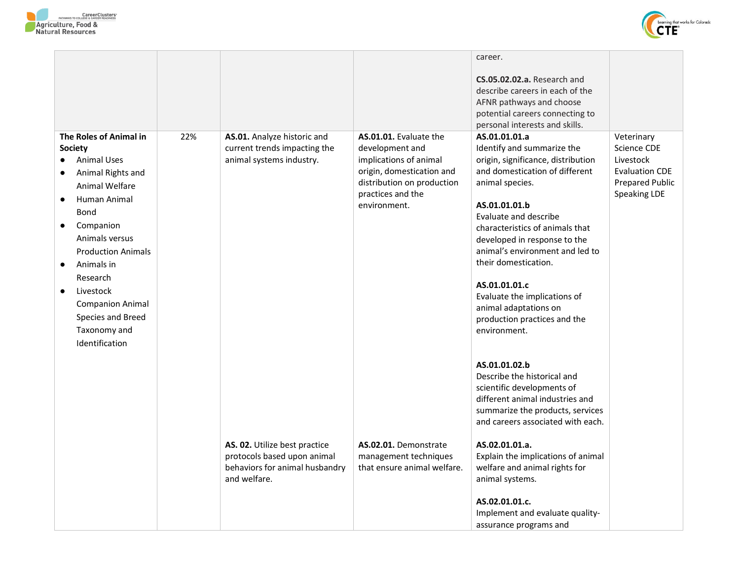| | | | | | |
|---|---|---|---|---|---|
| | | | | career.<br><br>**CS.05.02.02.a.** Research and describe careers in each of the AFNR pathways and choose potential careers connecting to personal interests and skills. | |
| **The Roles of Animal in Society**<br>● Animal Uses<br>● Animal Rights and Animal Welfare<br>● Human Animal Bond<br>● Companion Animals versus Production Animals<br>● Animals in Research<br>● Livestock Companion Animal Species and Breed Taxonomy and Identification | 22% | **AS.01.** Analyze historic and current trends impacting the animal systems industry. | **AS.01.01.** Evaluate the development and implications of animal origin, domestication and distribution on production practices and the environment. | **AS.01.01.01.a**<br>Identify and summarize the origin, significance, distribution and domestication of different animal species.<br><br>**AS.01.01.01.b**<br>Evaluate and describe characteristics of animals that developed in response to the animal's environment and led to their domestication.<br><br>**AS.01.01.01.c**<br>Evaluate the implications of animal adaptations on production practices and the environment.<br><br>**AS.01.01.02.b**<br>Describe the historical and scientific developments of different animal industries and summarize the products, services and careers associated with each. | Veterinary Science CDE<br>Livestock Evaluation CDE<br>Prepared Public Speaking LDE |
| | | **AS. 02.** Utilize best practice protocols based upon animal behaviors for animal husbandry and welfare. | **AS.02.01.** Demonstrate management techniques that ensure animal welfare. | **AS.02.01.01.a.**<br>Explain the implications of animal welfare and animal rights for animal systems.<br><br>**AS.02.01.01.c.**<br>Implement and evaluate quality-assurance programs and | |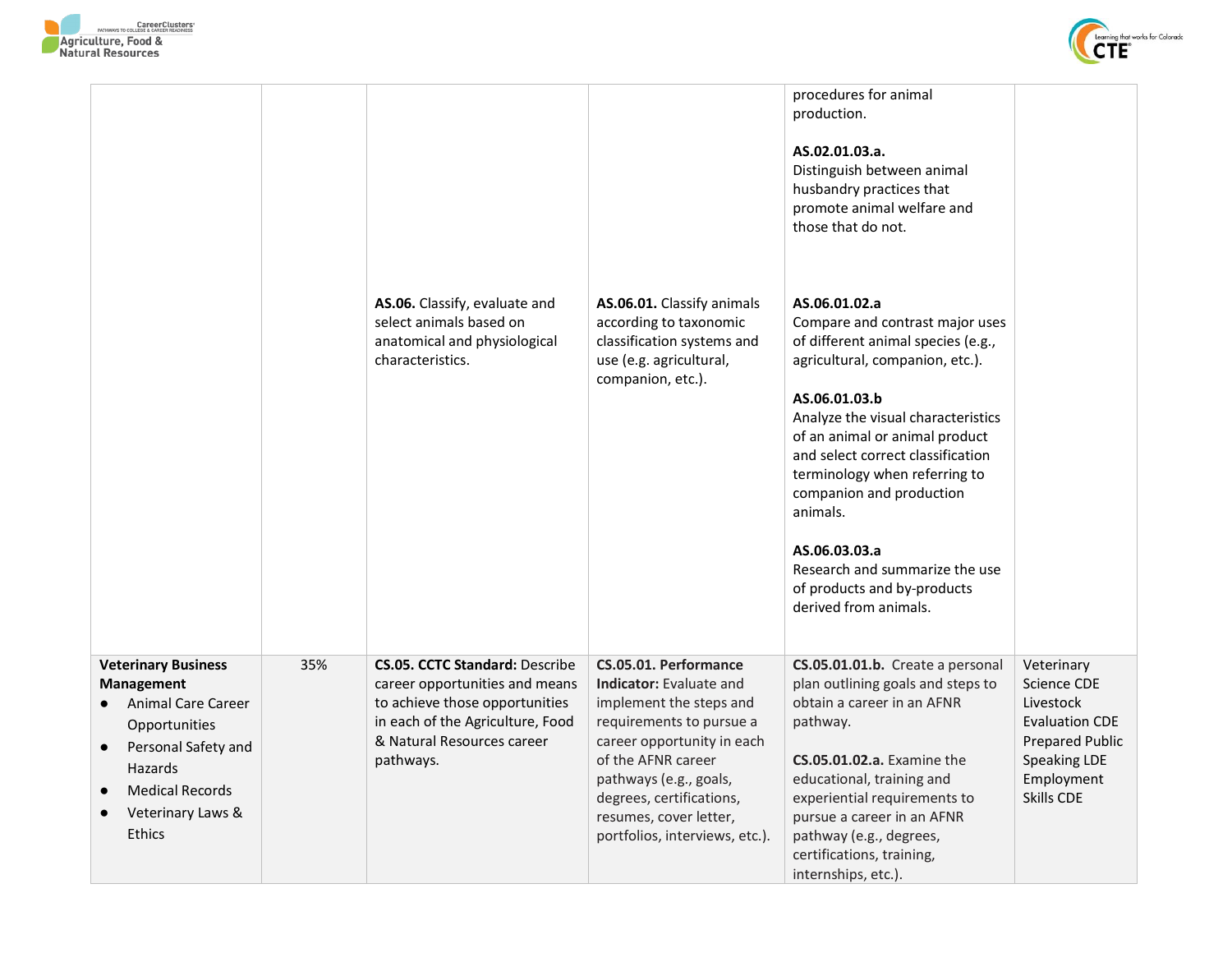| | | | | | |
|---|---|---|---|---|---|
| | | | | procedures for animal production.<br><br>**AS.02.01.03.a.**<br>Distinguish between animal husbandry practices that promote animal welfare and those that do not. | |
| | | **AS.06.** Classify, evaluate and select animals based on anatomical and physiological characteristics. | **AS.06.01.** Classify animals according to taxonomic classification systems and use (e.g. agricultural, companion, etc.). | **AS.06.01.02.a**<br>Compare and contrast major uses of different animal species (e.g., agricultural, companion, etc.).<br><br>**AS.06.01.03.b**<br>Analyze the visual characteristics of an animal or animal product and select correct classification terminology when referring to companion and production animals.<br><br>**AS.06.03.03.a**<br>Research and summarize the use of products and by-products derived from animals. | |
| **Veterinary Business Management**<br>● Animal Care Career Opportunities<br>● Personal Safety and Hazards<br>● Medical Records<br>● Veterinary Laws & Ethics | 35% | **CS.05. CCTC Standard:** Describe career opportunities and means to achieve those opportunities in each of the Agriculture, Food & Natural Resources career pathways. | **CS.05.01. Performance Indicator:** Evaluate and implement the steps and requirements to pursue a career opportunity in each of the AFNR career pathways (e.g., goals, degrees, certifications, resumes, cover letter, portfolios, interviews, etc.). | **CS.05.01.01.b.** Create a personal plan outlining goals and steps to obtain a career in an AFNR pathway.<br><br>**CS.05.01.02.a.** Examine the educational, training and experiential requirements to pursue a career in an AFNR pathway (e.g., degrees, certifications, training, internships, etc.). | Veterinary Science CDE<br>Livestock Evaluation CDE<br>Prepared Public Speaking LDE<br>Employment Skills CDE |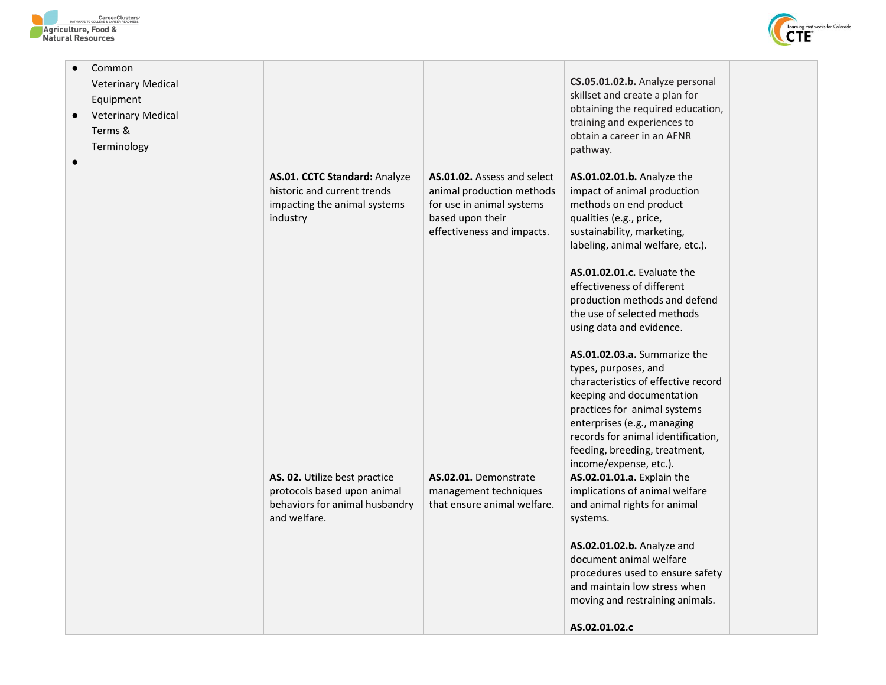| | | | | | |
|---|---|---|---|---|---|
| • Common Veterinary Medical Equipment<br>• Veterinary Medical Terms & Terminology<br>• | | | | **CS.05.01.02.b.** Analyze personal skillset and create a plan for obtaining the required education, training and experiences to obtain a career in an AFNR pathway. | |
| | | **AS.01. CCTC Standard:** Analyze historic and current trends impacting the animal systems industry | **AS.01.02.** Assess and select animal production methods for use in animal systems based upon their effectiveness and impacts. | **AS.01.02.01.b.** Analyze the impact of animal production methods on end product qualities (e.g., price, sustainability, marketing, labeling, animal welfare, etc.).<br><br>**AS.01.02.01.c.** Evaluate the effectiveness of different production methods and defend the use of selected methods using data and evidence.<br><br>**AS.01.02.03.a.** Summarize the types, purposes, and characteristics of effective record keeping and documentation practices for animal systems enterprises (e.g., managing records for animal identification, feeding, breeding, treatment, income/expense, etc.). | |
| | | **AS. 02.** Utilize best practice protocols based upon animal behaviors for animal husbandry and welfare. | **AS.02.01.** Demonstrate management techniques that ensure animal welfare. | **AS.02.01.01.a.** Explain the implications of animal welfare and animal rights for animal systems.<br><br>**AS.02.01.02.b.** Analyze and document animal welfare procedures used to ensure safety and maintain low stress when moving and restraining animals.<br><br>**AS.02.01.02.c** | |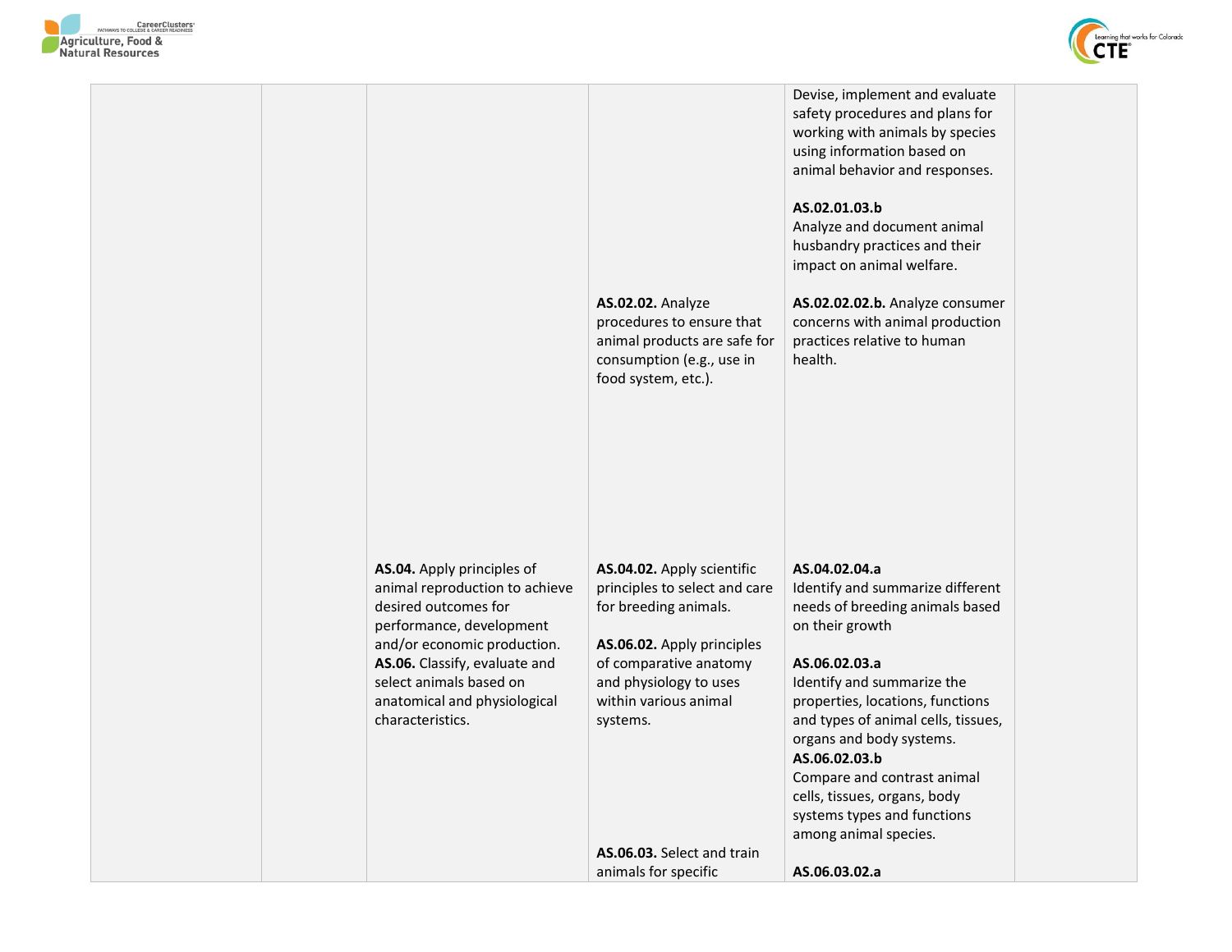| | | | | | |
|---|---|---|---|---|---|
| | | | | Devise, implement and evaluate safety procedures and plans for working with animals by species using information based on animal behavior and responses.<br><br>**AS.02.01.03.b**<br>Analyze and document animal husbandry practices and their impact on animal welfare. | |
| | | | **AS.02.02.** Analyze procedures to ensure that animal products are safe for consumption (e.g., use in food system, etc.). | **AS.02.02.02.b.** Analyze consumer concerns with animal production practices relative to human health. | |
| | | **AS.04.** Apply principles of animal reproduction to achieve desired outcomes for performance, development and/or economic production.<br>**AS.06.** Classify, evaluate and select animals based on anatomical and physiological characteristics. | **AS.04.02.** Apply scientific principles to select and care for breeding animals.<br><br>**AS.06.02.** Apply principles of comparative anatomy and physiology to uses within various animal systems. | **AS.04.02.04.a**<br>Identify and summarize different needs of breeding animals based on their growth<br><br>**AS.06.02.03.a**<br>Identify and summarize the properties, locations, functions and types of animal cells, tissues, organs and body systems.<br>**AS.06.02.03.b**<br>Compare and contrast animal cells, tissues, organs, body systems types and functions among animal species. | |
| | | | **AS.06.03.** Select and train animals for specific | **AS.06.03.02.a** | |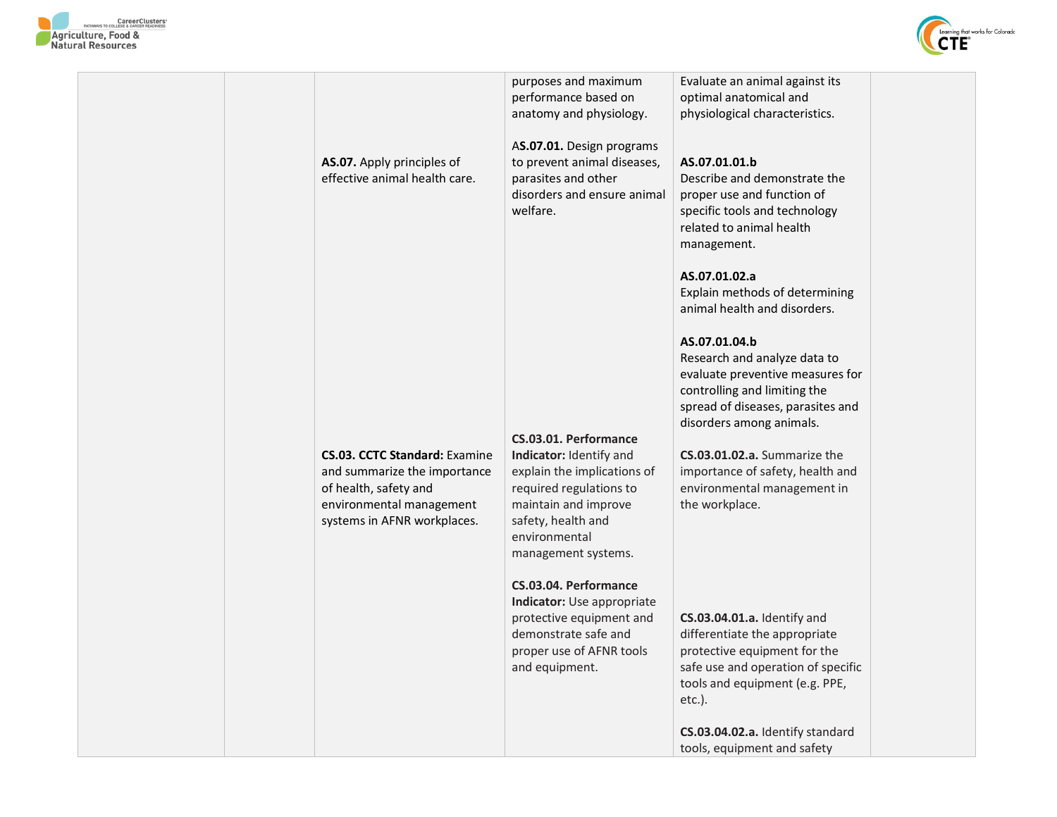| | | | | | |
|---|---|---|---|---|---|
| | | | purposes and maximum performance based on anatomy and physiology. | Evaluate an animal against its optimal anatomical and physiological characteristics. | |
| | | **AS.07.** Apply principles of effective animal health care. | **AS.07.01.** Design programs to prevent animal diseases, parasites and other disorders and ensure animal welfare. | **AS.07.01.01.b** Describe and demonstrate the proper use and function of specific tools and technology related to animal health management.<br><br>**AS.07.01.02.a** Explain methods of determining animal health and disorders.<br><br>**AS.07.01.04.b** Research and analyze data to evaluate preventive measures for controlling and limiting the spread of diseases, parasites and disorders among animals. | |
| | | **CS.03. CCTC Standard:** Examine and summarize the importance of health, safety and environmental management systems in AFNR workplaces. | **CS.03.01. Performance Indicator:** Identify and explain the implications of required regulations to maintain and improve safety, health and environmental management systems. | **CS.03.01.02.a.** Summarize the importance of safety, health and environmental management in the workplace. | |
| | | | **CS.03.04. Performance Indicator:** Use appropriate protective equipment and demonstrate safe and proper use of AFNR tools and equipment. | **CS.03.04.01.a.** Identify and differentiate the appropriate protective equipment for the safe use and operation of specific tools and equipment (e.g. PPE, etc.).<br><br>**CS.03.04.02.a.** Identify standard tools, equipment and safety | |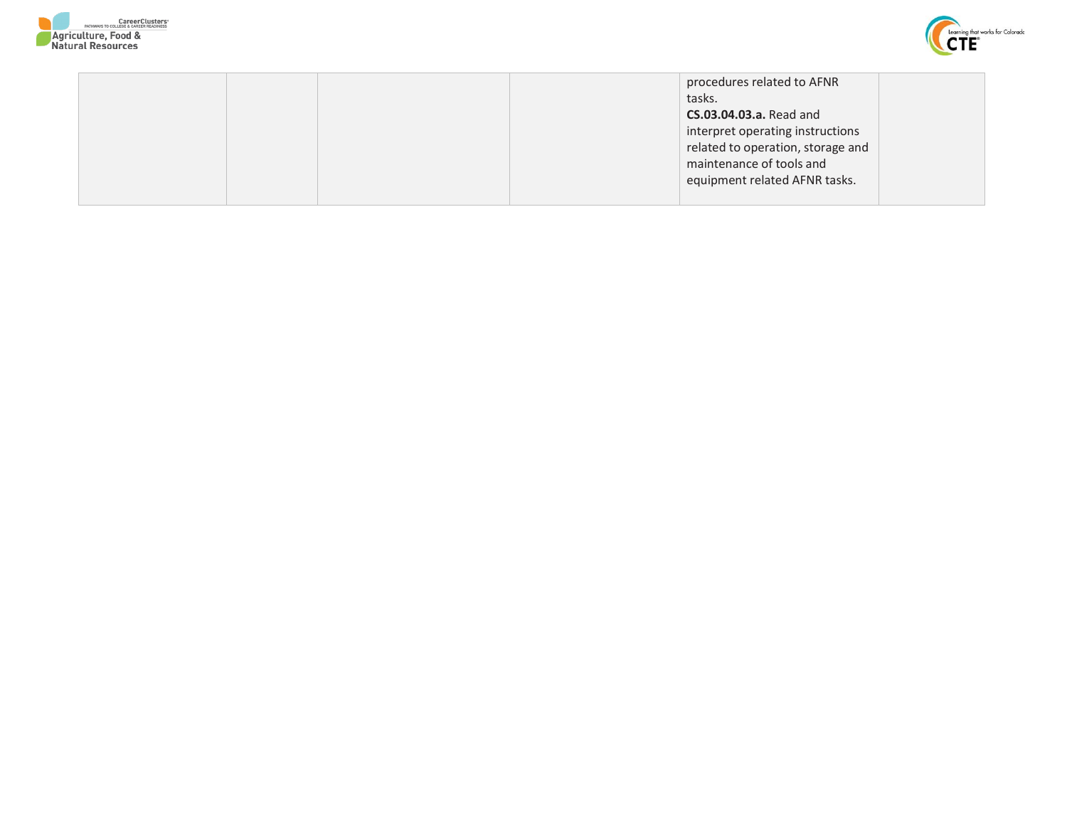| | | | | | |
|---|---|---|---|---|---|
| | | | | procedures related to AFNR tasks.<br>**CS.03.04.03.a.** Read and interpret operating instructions related to operation, storage and maintenance of tools and equipment related AFNR tasks. | |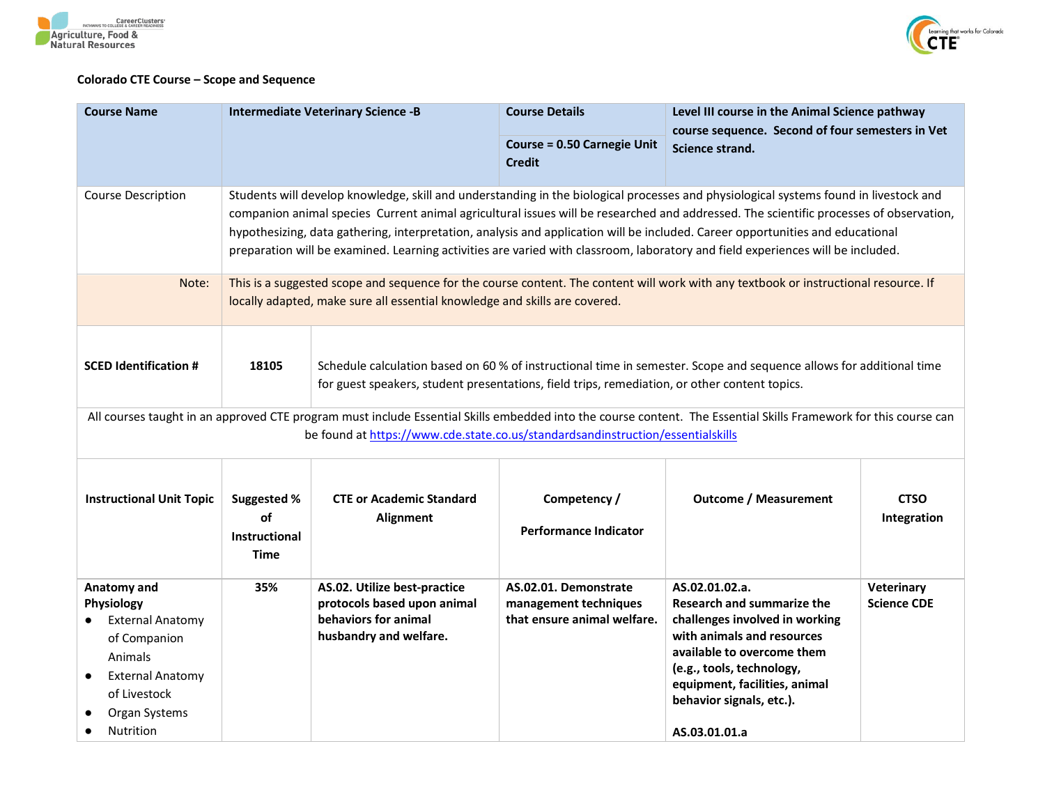**Colorado CTE Course – Scope and Sequence**

| Course Name | Intermediate Veterinary Science -B | Course Details<br><br>Course = 0.50 Carnegie Unit Credit | Level III course in the Animal Science pathway course sequence. Second of four semesters in Vet Science strand. |
|---|---|---|---|
| Course Description | Students will develop knowledge, skill and understanding in the biological processes and physiological systems found in livestock and companion animal species Current animal agricultural issues will be researched and addressed. The scientific processes of observation, hypothesizing, data gathering, interpretation, analysis and application will be included. Career opportunities and educational preparation will be examined. Learning activities are varied with classroom, laboratory and field experiences will be included. | | |
| Note: | This is a suggested scope and sequence for the course content. The content will work with any textbook or instructional resource. If locally adapted, make sure all essential knowledge and skills are covered. | | |

| **SCED Identification #** | **18105** | Schedule calculation based on 60 % of instructional time in semester. Scope and sequence allows for additional time for guest speakers, student presentations, field trips, remediation, or other content topics. |
|---|---|---|

All courses taught in an approved CTE program must include Essential Skills embedded into the course content. The Essential Skills Framework for this course can be found at https://www.cde.state.co.us/standardsandinstruction/essentialskills

| Instructional Unit Topic | Suggested % of Instructional Time | CTE or Academic Standard Alignment | Competency / Performance Indicator | Outcome / Measurement | CTSO Integration |
|---|---|---|---|---|---|
| **Anatomy and Physiology**<br>• External Anatomy of Companion Animals<br>• External Anatomy of Livestock<br>• Organ Systems<br>• Nutrition | **35%** | **AS.02. Utilize best-practice protocols based upon animal behaviors for animal husbandry and welfare.** | **AS.02.01. Demonstrate management techniques that ensure animal welfare.** | **AS.02.01.02.a. Research and summarize the challenges involved in working with animals and resources available to overcome them (e.g., tools, technology, equipment, facilities, animal behavior signals, etc.).**<br><br>**AS.03.01.01.a** | **Veterinary Science CDE** |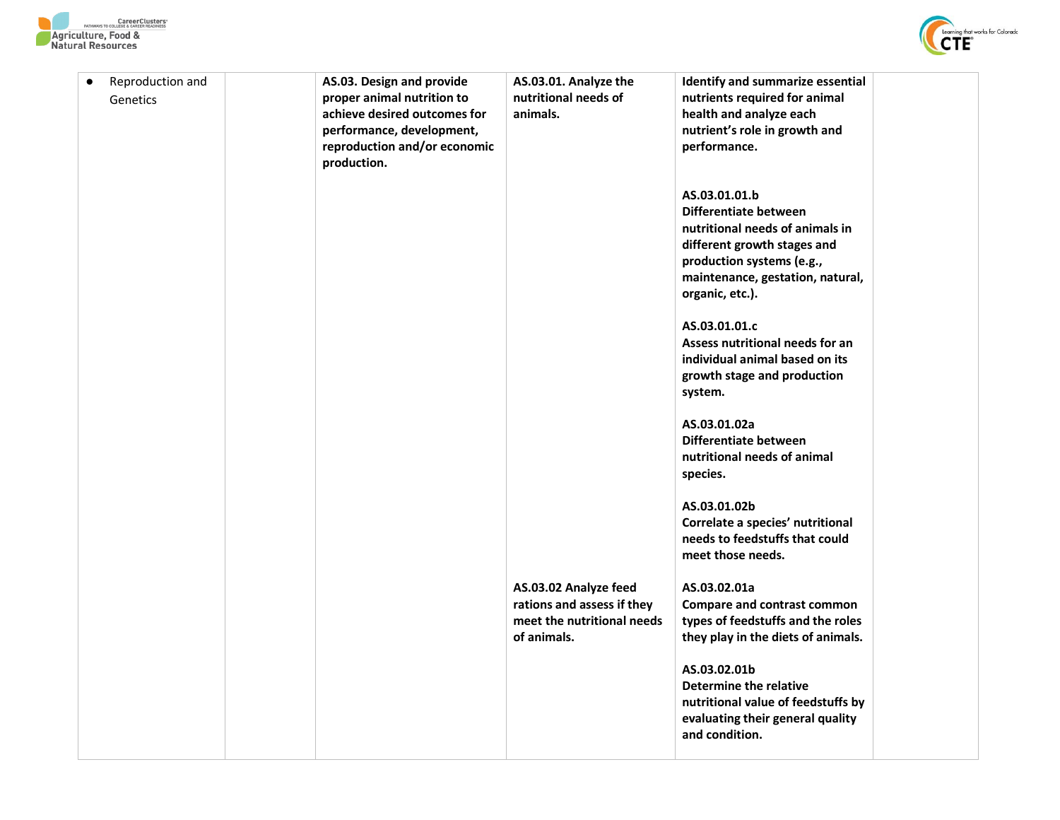| | | | | | |
|---|---|---|---|---|---|
| • Reproduction and Genetics | | **AS.03. Design and provide proper animal nutrition to achieve desired outcomes for performance, development, reproduction and/or economic production.** | **AS.03.01. Analyze the nutritional needs of animals.** | **Identify and summarize essential nutrients required for animal health and analyze each nutrient's role in growth and performance.** | |
| | | | | **AS.03.01.01.b Differentiate between nutritional needs of animals in different growth stages and production systems (e.g., maintenance, gestation, natural, organic, etc.).** | |
| | | | | **AS.03.01.01.c Assess nutritional needs for an individual animal based on its growth stage and production system.** | |
| | | | | **AS.03.01.02a Differentiate between nutritional needs of animal species.** | |
| | | | | **AS.03.01.02b Correlate a species' nutritional needs to feedstuffs that could meet those needs.** | |
| | | | **AS.03.02 Analyze feed rations and assess if they meet the nutritional needs of animals.** | **AS.03.02.01a Compare and contrast common types of feedstuffs and the roles they play in the diets of animals.** | |
| | | | | **AS.03.02.01b Determine the relative nutritional value of feedstuffs by evaluating their general quality and condition.** | |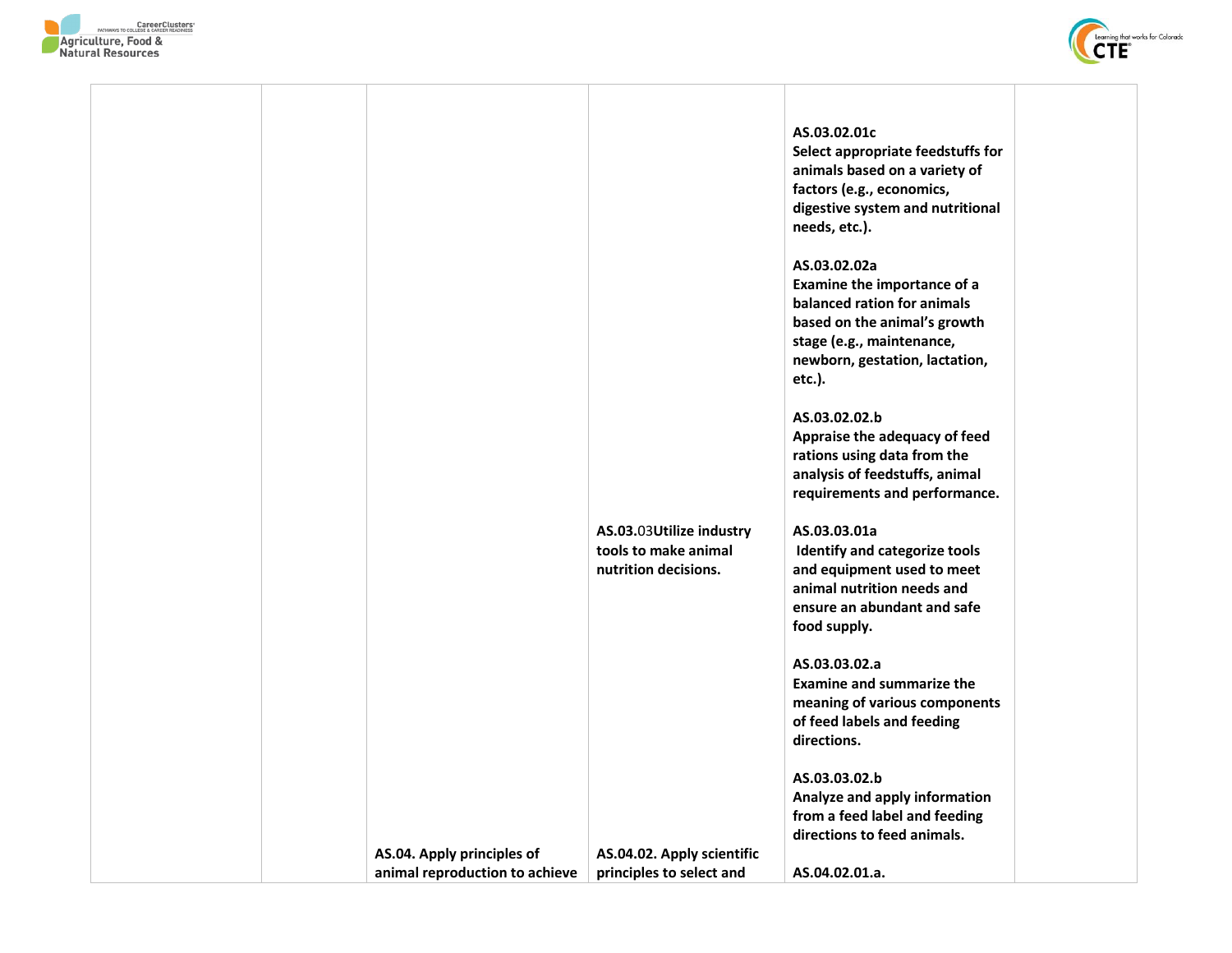| | | | | | |
|---|---|---|---|---|---|
| | | | | **AS.03.02.01c**<br>**Select appropriate feedstuffs for animals based on a variety of factors (e.g., economics, digestive system and nutritional needs, etc.).**<br><br>**AS.03.02.02a**<br>**Examine the importance of a balanced ration for animals based on the animal's growth stage (e.g., maintenance, newborn, gestation, lactation, etc.).**<br><br>**AS.03.02.02.b**<br>**Appraise the adequacy of feed rations using data from the analysis of feedstuffs, animal requirements and performance.** | |
| | | | **AS.03.**03**Utilize industry tools to make animal nutrition decisions.** | **AS.03.03.01a**<br>**Identify and categorize tools and equipment used to meet animal nutrition needs and ensure an abundant and safe food supply.**<br><br>**AS.03.03.02.a**<br>**Examine and summarize the meaning of various components of feed labels and feeding directions.**<br><br>**AS.03.03.02.b**<br>**Analyze and apply information from a feed label and feeding directions to feed animals.** | |
| | | **AS.04. Apply principles of animal reproduction to achieve** | **AS.04.02. Apply scientific principles to select and** | **AS.04.02.01.a.** | |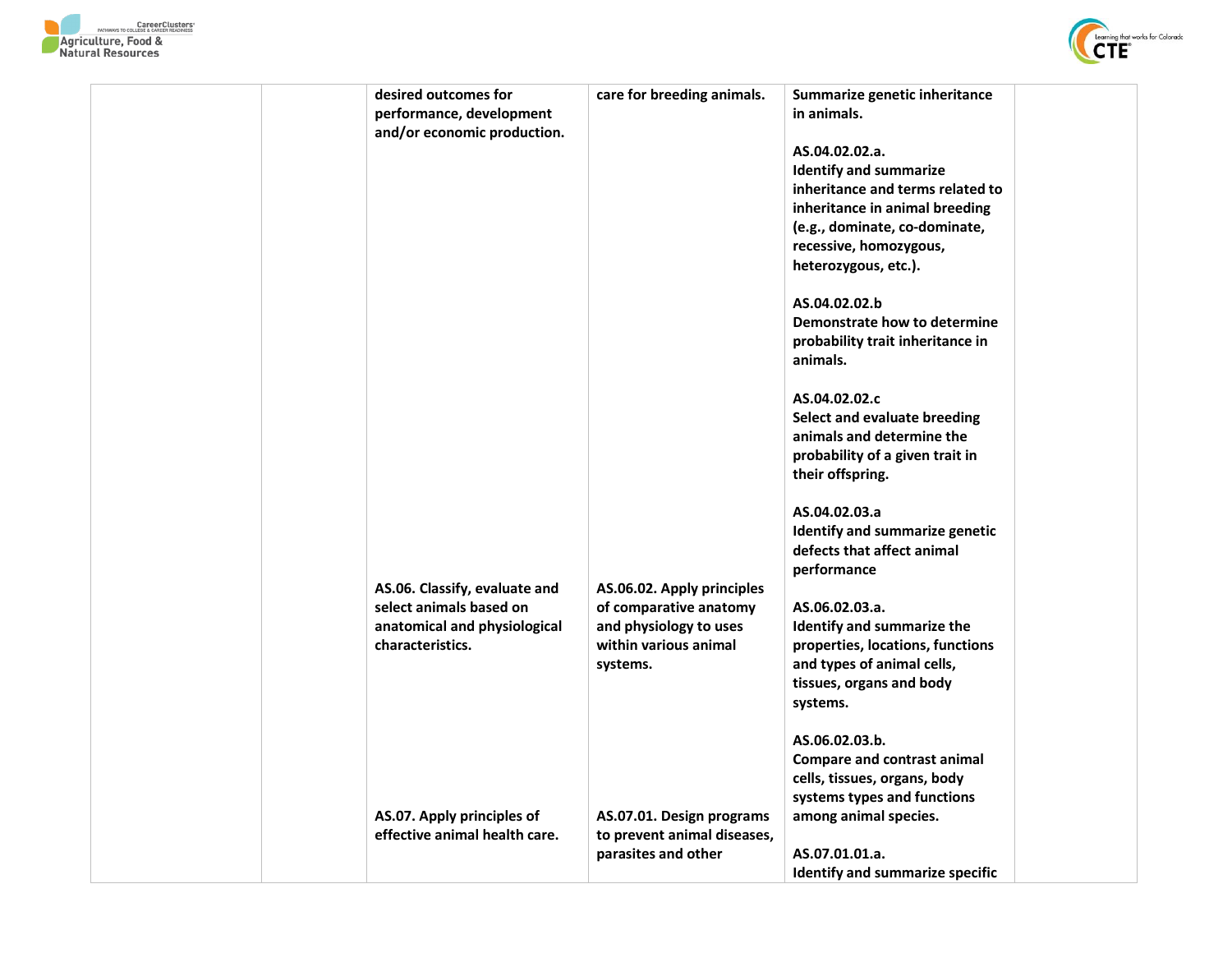| | | | | | |
|---|---|---|---|---|---|
| | | desired outcomes for performance, development and/or economic production. | care for breeding animals. | Summarize genetic inheritance in animals.<br><br>AS.04.02.02.a.<br>Identify and summarize inheritance and terms related to inheritance in animal breeding (e.g., dominate, co-dominate, recessive, homozygous, heterozygous, etc.).<br><br>AS.04.02.02.b<br>Demonstrate how to determine probability trait inheritance in animals.<br><br>AS.04.02.02.c<br>Select and evaluate breeding animals and determine the probability of a given trait in their offspring.<br><br>AS.04.02.03.a<br>Identify and summarize genetic defects that affect animal performance | |
| | | AS.06. Classify, evaluate and select animals based on anatomical and physiological characteristics. | AS.06.02. Apply principles of comparative anatomy and physiology to uses within various animal systems. | AS.06.02.03.a.<br>Identify and summarize the properties, locations, functions and types of animal cells, tissues, organs and body systems.<br><br>AS.06.02.03.b.<br>Compare and contrast animal cells, tissues, organs, body systems types and functions among animal species. | |
| | | AS.07. Apply principles of effective animal health care. | AS.07.01. Design programs to prevent animal diseases, parasites and other | AS.07.01.01.a.<br>Identify and summarize specific | |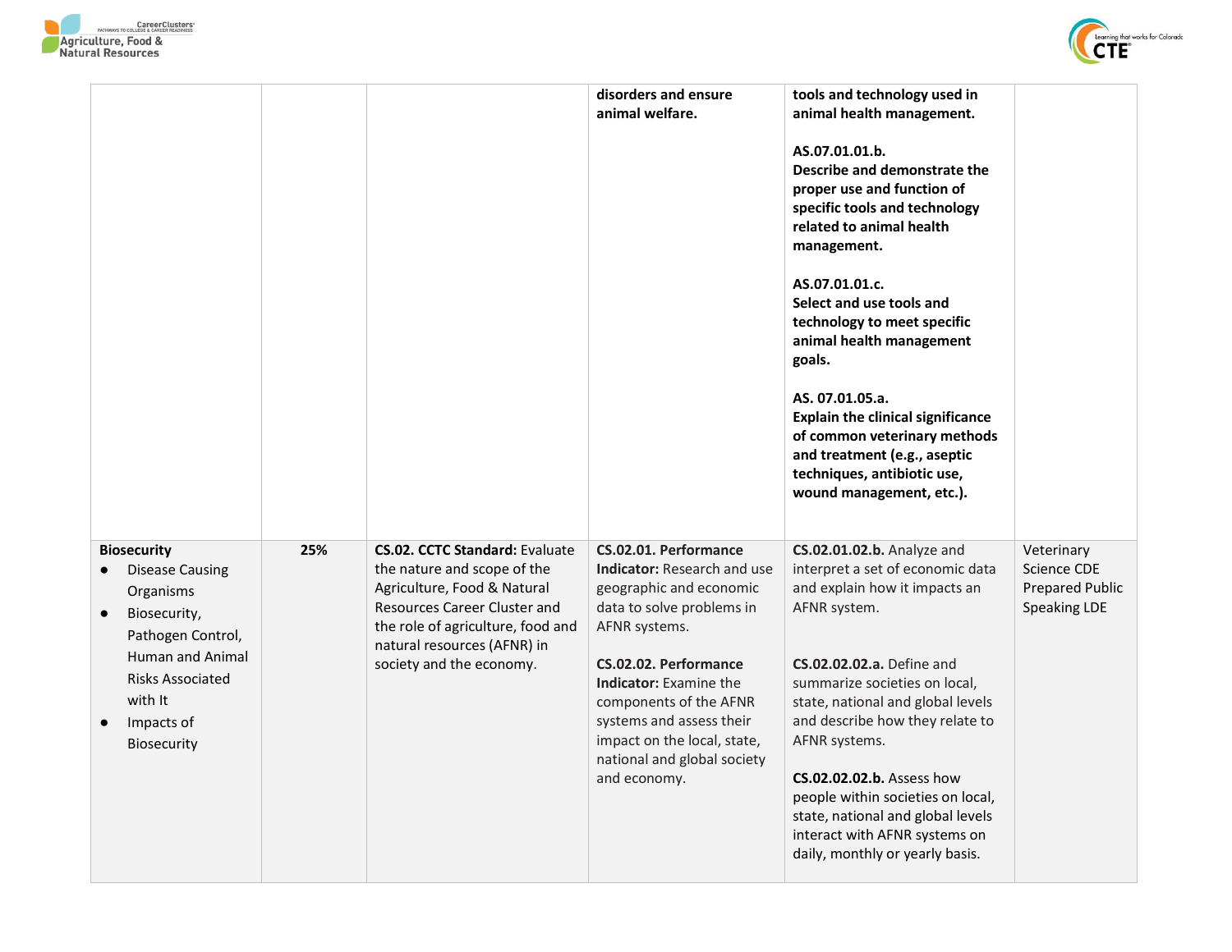| | | | | | |
|---|---|---|---|---|---|
| | | | **disorders and ensure animal welfare.** | **tools and technology used in animal health management.**<br><br>**AS.07.01.01.b.**<br>**Describe and demonstrate the proper use and function of specific tools and technology related to animal health management.**<br><br>**AS.07.01.01.c.**<br>**Select and use tools and technology to meet specific animal health management goals.**<br><br>**AS. 07.01.05.a.**<br>**Explain the clinical significance of common veterinary methods and treatment (e.g., aseptic techniques, antibiotic use, wound management, etc.).** | |
| **Biosecurity**<br>● Disease Causing Organisms<br>● Biosecurity, Pathogen Control, Human and Animal Risks Associated with It<br>● Impacts of Biosecurity | **25%** | **CS.02. CCTC Standard:** Evaluate the nature and scope of the Agriculture, Food & Natural Resources Career Cluster and the role of agriculture, food and natural resources (AFNR) in society and the economy. | **CS.02.01. Performance Indicator:** Research and use geographic and economic data to solve problems in AFNR systems.<br><br>**CS.02.02. Performance Indicator:** Examine the components of the AFNR systems and assess their impact on the local, state, national and global society and economy. | **CS.02.01.02.b.** Analyze and interpret a set of economic data and explain how it impacts an AFNR system.<br><br>**CS.02.02.02.a.** Define and summarize societies on local, state, national and global levels and describe how they relate to AFNR systems.<br><br>**CS.02.02.02.b.** Assess how people within societies on local, state, national and global levels interact with AFNR systems on daily, monthly or yearly basis. | Veterinary Science CDE<br>Prepared Public Speaking LDE |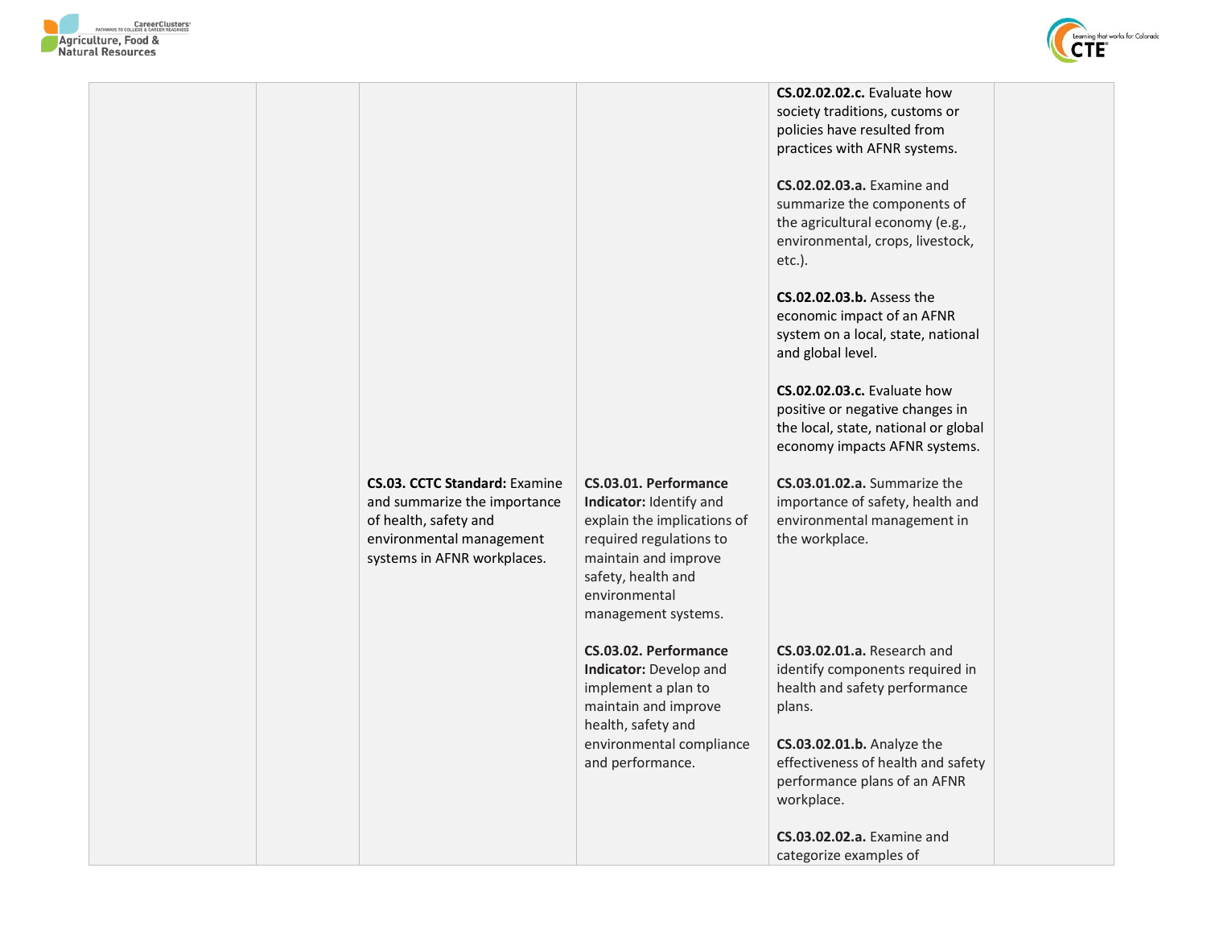| | | | | | |
|---|---|---|---|---|---|
| | | | | **CS.02.02.02.c.** Evaluate how society traditions, customs or policies have resulted from practices with AFNR systems.<br><br>**CS.02.02.03.a.** Examine and summarize the components of the agricultural economy (e.g., environmental, crops, livestock, etc.).<br><br>**CS.02.02.03.b.** Assess the economic impact of an AFNR system on a local, state, national and global level.<br><br>**CS.02.02.03.c.** Evaluate how positive or negative changes in the local, state, national or global economy impacts AFNR systems. | |
| | | **CS.03. CCTC Standard:** Examine and summarize the importance of health, safety and environmental management systems in AFNR workplaces. | **CS.03.01. Performance Indicator:** Identify and explain the implications of required regulations to maintain and improve safety, health and environmental management systems. | **CS.03.01.02.a.** Summarize the importance of safety, health and environmental management in the workplace. | |
| | | | **CS.03.02. Performance Indicator:** Develop and implement a plan to maintain and improve health, safety and environmental compliance and performance. | **CS.03.02.01.a.** Research and identify components required in health and safety performance plans.<br><br>**CS.03.02.01.b.** Analyze the effectiveness of health and safety performance plans of an AFNR workplace.<br><br>**CS.03.02.02.a.** Examine and categorize examples of | |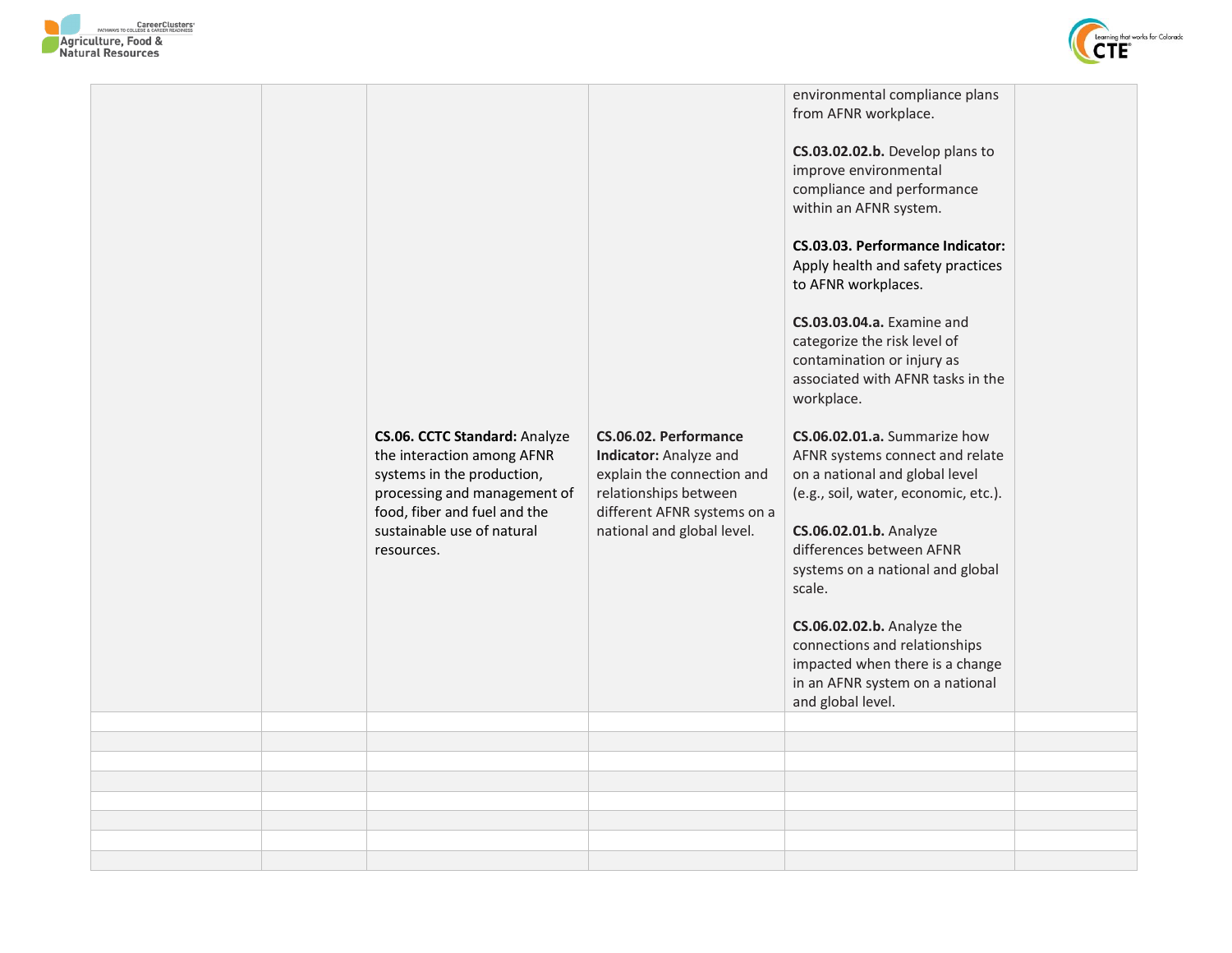| | | | | | |
|---|---|---|---|---|---|
| | | | | environmental compliance plans from AFNR workplace.<br><br>**CS.03.02.02.b.** Develop plans to improve environmental compliance and performance within an AFNR system.<br><br>**CS.03.03. Performance Indicator:** Apply health and safety practices to AFNR workplaces.<br><br>**CS.03.03.04.a.** Examine and categorize the risk level of contamination or injury as associated with AFNR tasks in the workplace. | |
| | | **CS.06. CCTC Standard:** Analyze the interaction among AFNR systems in the production, processing and management of food, fiber and fuel and the sustainable use of natural resources. | **CS.06.02. Performance Indicator:** Analyze and explain the connection and relationships between different AFNR systems on a national and global level. | **CS.06.02.01.a.** Summarize how AFNR systems connect and relate on a national and global level (e.g., soil, water, economic, etc.).<br><br>**CS.06.02.01.b.** Analyze differences between AFNR systems on a national and global scale.<br><br>**CS.06.02.02.b.** Analyze the connections and relationships impacted when there is a change in an AFNR system on a national and global level. | |
| | | | | | |
| | | | | | |
| | | | | | |
| | | | | | |
| | | | | | |
| | | | | | |
| | | | | | |
| | | | | | |